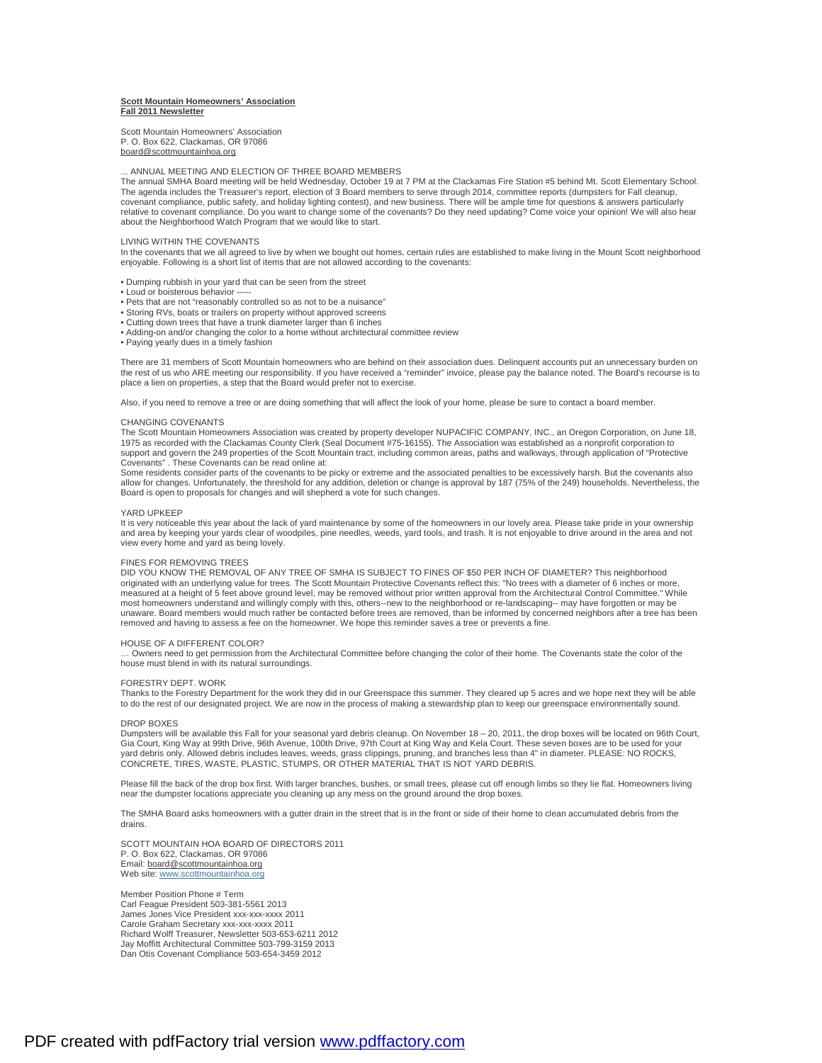**Scott Mountain Homeowners' Association**
**Fall 2011 Newsletter**

Scott Mountain Homeowners' Association
P. O. Box 622, Clackamas, OR 97086
board@scottmountainhoa.org

... ANNUAL MEETING AND ELECTION OF THREE BOARD MEMBERS

The annual SMHA Board meeting will be held Wednesday, October 19 at 7 PM at the Clackamas Fire Station #5 behind Mt. Scott Elementary School. The agenda includes the Treasurer's report, election of 3 Board members to serve through 2014, committee reports (dumpsters for Fall cleanup, covenant compliance, public safety, and holiday lighting contest), and new business. There will be ample time for questions & answers particularly relative to covenant compliance. Do you want to change some of the covenants? Do they need updating? Come voice your opinion! We will also hear about the Neighborhood Watch Program that we would like to start.

LIVING WITHIN THE COVENANTS

In the covenants that we all agreed to live by when we bought out homes, certain rules are established to make living in the Mount Scott neighborhood enjoyable. Following is a short list of items that are not allowed according to the covenants:

- Dumping rubbish in your yard that can be seen from the street
- Loud or boisterous behavior -----
- Pets that are not "reasonably controlled so as not to be a nuisance"
- Storing RVs, boats or trailers on property without approved screens
- Cutting down trees that have a trunk diameter larger than 6 inches
- Adding-on and/or changing the color to a home without architectural committee review
- Paying yearly dues in a timely fashion

There are 31 members of Scott Mountain homeowners who are behind on their association dues. Delinquent accounts put an unnecessary burden on the rest of us who ARE meeting our responsibility. If you have received a "reminder" invoice, please pay the balance noted. The Board's recourse is to place a lien on properties, a step that the Board would prefer not to exercise.

Also, if you need to remove a tree or are doing something that will affect the look of your home, please be sure to contact a board member.

CHANGING COVENANTS

The Scott Mountain Homeowners Association was created by property developer NUPACIFIC COMPANY, INC., an Oregon Corporation, on June 18, 1975 as recorded with the Clackamas County Clerk (Seal Document #75-16155). The Association was established as a nonprofit corporation to support and govern the 249 properties of the Scott Mountain tract, including common areas, paths and walkways, through application of "Protective Covenants" . These Covenants can be read online at:

Some residents consider parts of the covenants to be picky or extreme and the associated penalties to be excessively harsh. But the covenants also allow for changes. Unfortunately, the threshold for any addition, deletion or change is approval by 187 (75% of the 249) households. Nevertheless, the Board is open to proposals for changes and will shepherd a vote for such changes.

YARD UPKEEP

It is very noticeable this year about the lack of yard maintenance by some of the homeowners in our lovely area. Please take pride in your ownership and area by keeping your yards clear of woodpiles, pine needles, weeds, yard tools, and trash. It is not enjoyable to drive around in the area and not view every home and yard as being lovely.

FINES FOR REMOVING TREES

DID YOU KNOW THE REMOVAL OF ANY TREE OF SMHA IS SUBJECT TO FINES OF $50 PER INCH OF DIAMETER? This neighborhood originated with an underlying value for trees. The Scott Mountain Protective Covenants reflect this: "No trees with a diameter of 6 inches or more, measured at a height of 5 feet above ground level, may be removed without prior written approval from the Architectural Control Committee." While most homeowners understand and willingly comply with this, others--new to the neighborhood or re-landscaping-- may have forgotten or may be unaware. Board members would much rather be contacted before trees are removed, than be informed by concerned neighbors after a tree has been removed and having to assess a fee on the homeowner. We hope this reminder saves a tree or prevents a fine.

HOUSE OF A DIFFERENT COLOR?

… Owners need to get permission from the Architectural Committee before changing the color of their home. The Covenants state the color of the house must blend in with its natural surroundings.

FORESTRY DEPT. WORK

Thanks to the Forestry Department for the work they did in our Greenspace this summer. They cleared up 5 acres and we hope next they will be able to do the rest of our designated project. We are now in the process of making a stewardship plan to keep our greenspace environmentally sound.

DROP BOXES

Dumpsters will be available this Fall for your seasonal yard debris cleanup. On November 18 – 20, 2011, the drop boxes will be located on 96th Court, Gia Court, King Way at 99th Drive, 96th Avenue, 100th Drive, 97th Court at King Way and Kela Court. These seven boxes are to be used for your yard debris only. Allowed debris includes leaves, weeds, grass clippings, pruning, and branches less than 4" in diameter. PLEASE: NO ROCKS, CONCRETE, TIRES, WASTE, PLASTIC, STUMPS, OR OTHER MATERIAL THAT IS NOT YARD DEBRIS.

Please fill the back of the drop box first. With larger branches, bushes, or small trees, please cut off enough limbs so they lie flat. Homeowners living near the dumpster locations appreciate you cleaning up any mess on the ground around the drop boxes.

The SMHA Board asks homeowners with a gutter drain in the street that is in the front or side of their home to clean accumulated debris from the drains.

SCOTT MOUNTAIN HOA BOARD OF DIRECTORS 2011
P. O. Box 622, Clackamas, OR 97086
Email: board@scottmountainhoa.org
Web site: www.scottmountainhoa.org

| Member | Position | Phone # | Term |
|---|---|---|---|
| Carl Feague | President | 503-381-5561 | 2013 |
| James Jones | Vice President | xxx-xxx-xxxx | 2011 |
| Carole Graham | Secretary | xxx-xxx-xxxx | 2011 |
| Richard Wolff | Treasurer, Newsletter | 503-653-6211 | 2012 |
| Jay Moffitt | Architectural Committee | 503-799-3159 | 2013 |
| Dan Otis | Covenant Compliance | 503-654-3459 | 2012 |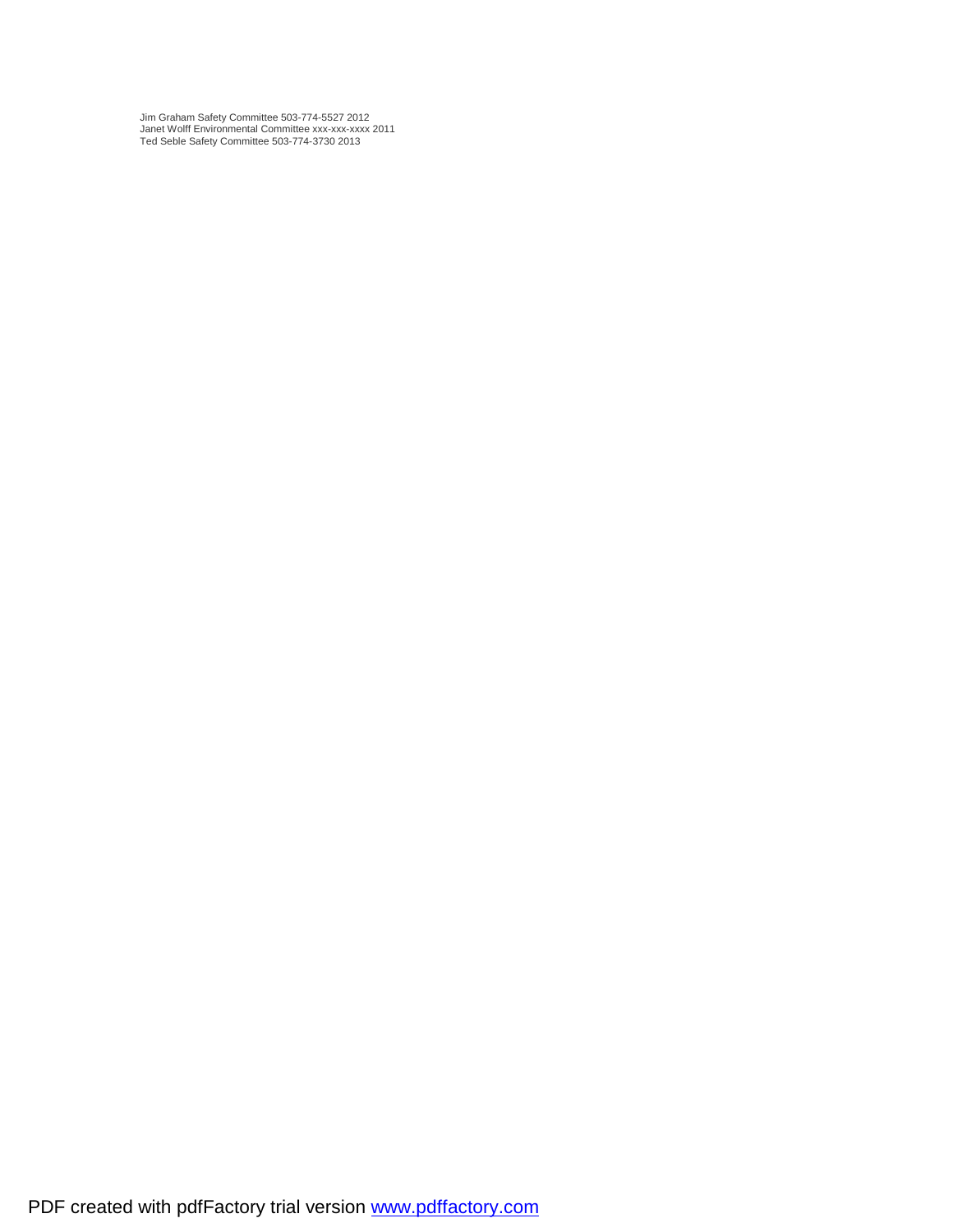Jim Graham Safety Committee 503-774-5527 2012
Janet Wolff Environmental Committee xxx-xxx-xxxx 2011
Ted Seble Safety Committee 503-774-3730 2013